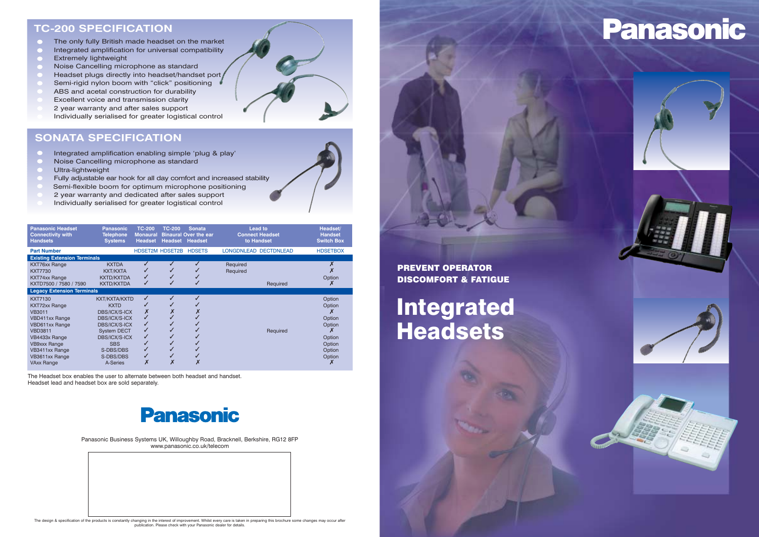## TC-200 SPECIFICATION

- The only fully British made headset on the market
- Integrated amplification for universal compatibility
- Extremely lightweight
- Noise Cancelling microphone as standard
- Headset plugs directly into headset/handset port
- Semi-rigid nylon boom with "click" positioning
- ABS and acetal construction for durability
- Excellent voice and transmission clarity
- 2 year warranty and after sales support
- Individually serialised for greater logistical control

## SONATA SPECIFICATION

- Integrated amplification enabling simple 'plug & play'
- Noise Cancelling microphone as standard
- Ultra-lightweight
- Fully adjustable ear hook for all day comfort and increased stability
- Semi-flexible boom for optimum microphone positioning
- 2 year warranty and dedicated after sales support
- Individually serialised for greater logistical control

| Panasonic Headset Connectivity with Handsets | Panasonic Telephone Systems | TC-200 Monaural Headset | TC-200 Binaural Headset | Sonata Over the ear Headset | Lead to Connect Headset to Handset | | Headset/ Handset Switch Box |
|---|---|---|---|---|---|---|---|
| **Part Number** | | HDSET2M | HDSET2B | HDSETS | LONGDNLEAD | DECTDNLEAD | HDSETBOX |
| **Existing Extension Terminals** | | | | | | | |
| KXT76xx Range | KXTDA | ✓ | ✓ | ✓ | Required | | ✗ |
| KXT7730 | KXT/KXTA | ✓ | ✓ | ✓ | Required | | ✗ |
| KXT74xx Range | KXTD/KXTDA | ✓ | ✓ | ✓ | | | Option |
| KXTD7500 / 7580 / 7590 | KXTD/KXTDA | ✓ | ✓ | ✓ | | Required | ✗ |
| **Legacy Extension Terminals** | | | | | | | |
| KXT7130 | KXT/KXTA/KXTD | ✓ | ✓ | ✓ | | | Option |
| KXT72xx Range | KXTD | ✓ | ✓ | ✓ | | | Option |
| VB3011 | DBS/ICX/S-ICX | ✗ | ✗ | ✗ | | | ✗ |
| VBD411xx Range | DBS/ICX/S-ICX | ✓ | ✓ | ✓ | | | Option |
| VBD611xx Range | DBS/ICX/S-ICX | ✓ | ✓ | ✓ | | | Option |
| VBD3811 | System DECT | ✓ | ✓ | ✓ | | Required | ✗ |
| VB4433x Range | DBS/ICX/S-ICX | ✓ | ✓ | ✓ | | | Option |
| VB9xxx Range | SBS | ✓ | ✓ | ✓ | | | Option |
| VB3411xx Range | S-DBS/DBS | ✓ | ✓ | ✓ | | | Option |
| VB3611xx Range | S-DBS/DBS | ✓ | ✓ | ✓ | | | Option |
| VAxx Range | A-Series | ✗ | ✗ | ✗ | | | ✗ |

The Headset box enables the user to alternate between both headset and handset.
Headset lead and headset box are sold separately.

**Panasonic**

Panasonic Business Systems UK, Willoughby Road, Bracknell, Berkshire, RG12 8FP
www.panasonic.co.uk/telecom

The design & specification of the products is constantly changing in the interest of improvement. Whilst every care is taken in preparing this brochure some changes may occur after publication. Please check with your Panasonic dealer for details.

# Panasonic

**PREVENT OPERATOR DISCOMFORT & FATIGUE**

# Integrated Headsets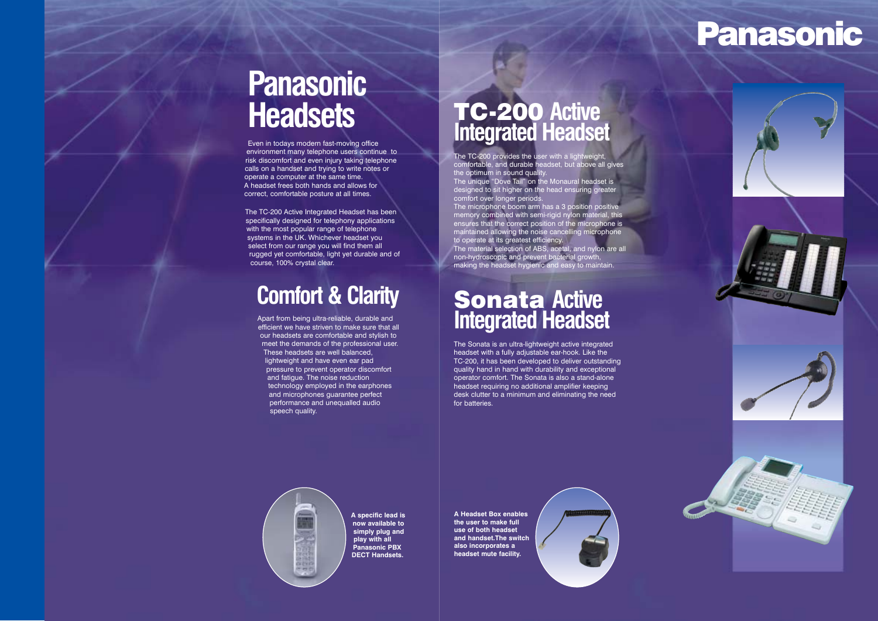# Panasonic

# Panasonic Headsets

Even in todays modern fast-moving office environment many telephone users continue to risk discomfort and even injury taking telephone calls on a handset and trying to write notes or operate a computer at the same time.
A headset frees both hands and allows for correct, comfortable posture at all times.

The TC-200 Active Integrated Headset has been specifically designed for telephony applications with the most popular range of telephone systems in the UK. Whichever headset you select from our range you will find them all rugged yet comfortable, light yet durable and of course, 100% crystal clear.

## Comfort & Clarity

Apart from being ultra-reliable, durable and efficient we have striven to make sure that all our headsets are comfortable and stylish to meet the demands of the professional user. These headsets are well balanced, lightweight and have even ear pad pressure to prevent operator discomfort and fatigue. The noise reduction technology employed in the earphones and microphones guarantee perfect performance and unequalled audio speech quality.

**A specific lead is now available to simply plug and play with all Panasonic PBX DECT Handsets.**

## TC-200 Active Integrated Headset

The TC-200 provides the user with a lightweight, comfortable, and durable headset, but above all gives the optimum in sound quality.
The unique "Dove Tail" on the Monaural headset is designed to sit higher on the head ensuring greater comfort over longer periods.
The microphone boom arm has a 3 position positive memory combined with semi-rigid nylon material, this ensures that the correct position of the microphone is maintained allowing the noise cancelling microphone to operate at its greatest efficiency.
The material selection of ABS, acetal, and nylon are all non-hydroscopic and prevent bacterial growth, making the headset hygienic and easy to maintain.

## Sonata Active Integrated Headset

The Sonata is an ultra-lightweight active integrated headset with a fully adjustable ear-hook. Like the TC-200, it has been developed to deliver outstanding quality hand in hand with durability and exceptional operator comfort. The Sonata is also a stand-alone headset requiring no additional amplifier keeping desk clutter to a minimum and eliminating the need for batteries.

**A Headset Box enables the user to make full use of both headset and handset.The switch also incorporates a headset mute facility.**